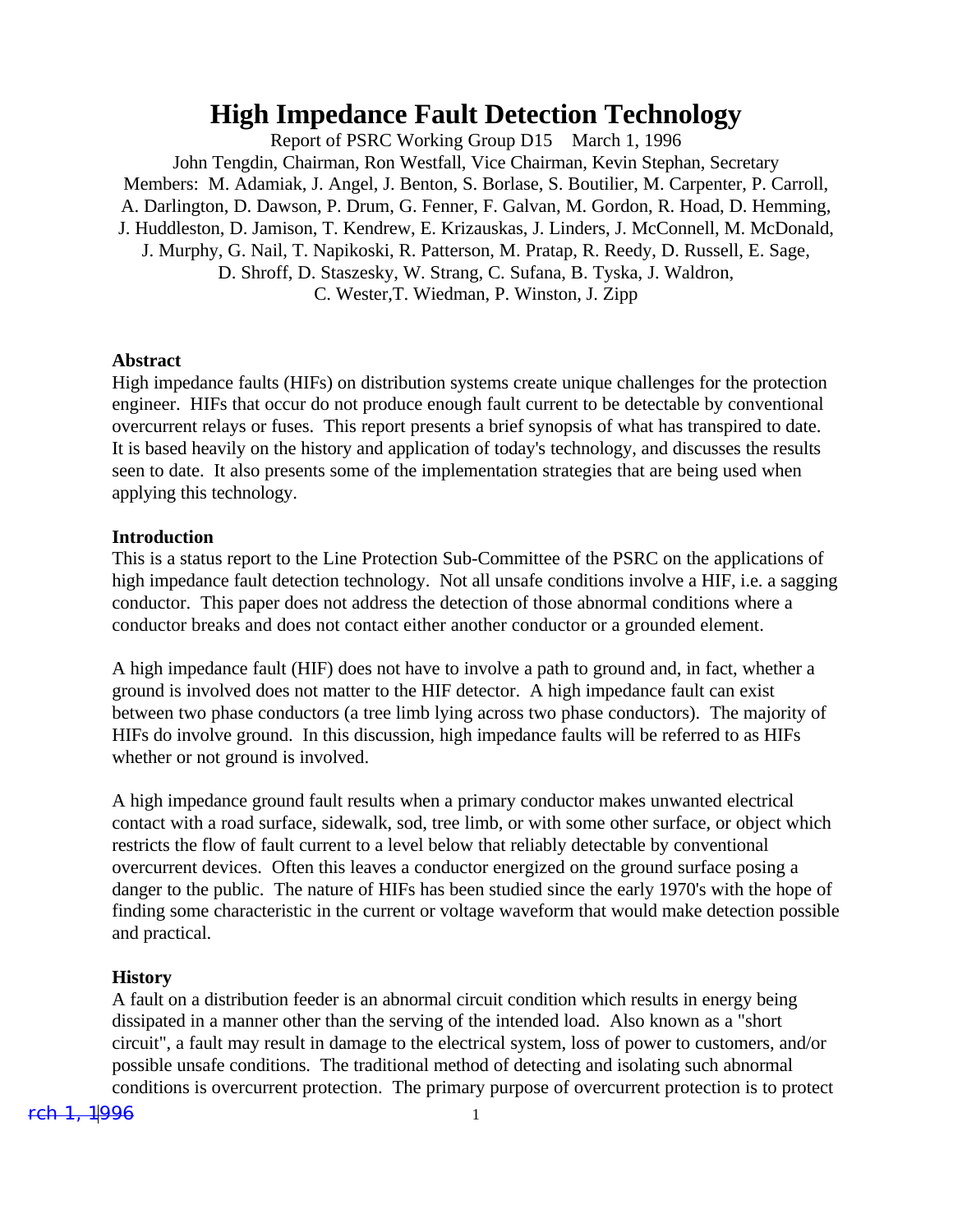# High Impedance Fault Detection Technology

Report of PSRC Working Group D15 March 1, 1996

John Tengdin, Chairman, Ron Westfall, Vice Chairman, Kevin Stephan, Secretary

Members: M. Adamiak, J. Angel, J. Benton, S. Borlase, S. Boutilier, M. Carpenter, P. Carroll, A. Darlington, D. Dawson, P. Drum, G. Fenner, F. Galvan, M. Gordon, R. Hoad, D. Hemming, J. Huddleston, D. Jamison, T. Kendrew, E. Krizauskas, J. Linders, J. McConnell, M. McDonald, J. Murphy, G. Nail, T. Napikoski, R. Patterson, M. Pratap, R. Reedy, D. Russell, E. Sage, D. Shroff, D. Staszesky, W. Strang, C. Sufana, B. Tyska, J. Waldron, C. Wester, T. Wiedman, P. Winston, J. Zipp

## Abstract

High impedance faults (HIFs) on distribution systems create unique challenges for the protection engineer. HIFs that occur do not produce enough fault current to be detectable by conventional overcurrent relays or fuses. This report presents a brief synopsis of what has transpired to date. It is based heavily on the history and application of today's technology, and discusses the results seen to date. It also presents some of the implementation strategies that are being used when applying this technology.

## Introduction

This is a status report to the Line Protection Sub-Committee of the PSRC on the applications of high impedance fault detection technology. Not all unsafe conditions involve a HIF, i.e. a sagging conductor. This paper does not address the detection of those abnormal conditions where a conductor breaks and does not contact either another conductor or a grounded element.

A high impedance fault (HIF) does not have to involve a path to ground and, in fact, whether a ground is involved does not matter to the HIF detector. A high impedance fault can exist between two phase conductors (a tree limb lying across two phase conductors). The majority of HIFs do involve ground. In this discussion, high impedance faults will be referred to as HIFs whether or not ground is involved.

A high impedance ground fault results when a primary conductor makes unwanted electrical contact with a road surface, sidewalk, sod, tree limb, or with some other surface, or object which restricts the flow of fault current to a level below that reliably detectable by conventional overcurrent devices. Often this leaves a conductor energized on the ground surface posing a danger to the public. The nature of HIFs has been studied since the early 1970's with the hope of finding some characteristic in the current or voltage waveform that would make detection possible and practical.

## History

A fault on a distribution feeder is an abnormal circuit condition which results in energy being dissipated in a manner other than the serving of the intended load. Also known as a "short circuit", a fault may result in damage to the electrical system, loss of power to customers, and/or possible unsafe conditions. The traditional method of detecting and isolating such abnormal conditions is overcurrent protection. The primary purpose of overcurrent protection is to protect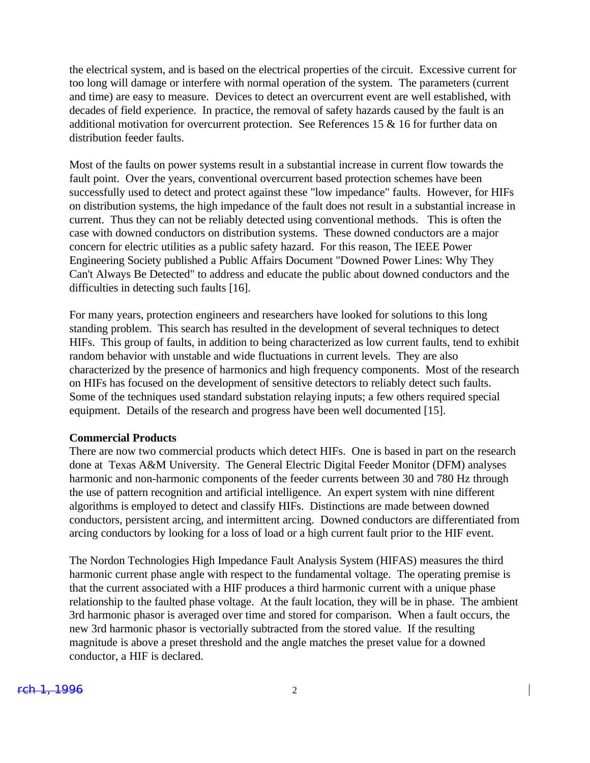the electrical system, and is based on the electrical properties of the circuit. Excessive current for too long will damage or interfere with normal operation of the system. The parameters (current and time) are easy to measure. Devices to detect an overcurrent event are well established, with decades of field experience. In practice, the removal of safety hazards caused by the fault is an additional motivation for overcurrent protection. See References 15 & 16 for further data on distribution feeder faults.

Most of the faults on power systems result in a substantial increase in current flow towards the fault point. Over the years, conventional overcurrent based protection schemes have been successfully used to detect and protect against these "low impedance" faults. However, for HIFs on distribution systems, the high impedance of the fault does not result in a substantial increase in current. Thus they can not be reliably detected using conventional methods. This is often the case with downed conductors on distribution systems. These downed conductors are a major concern for electric utilities as a public safety hazard. For this reason, The IEEE Power Engineering Society published a Public Affairs Document "Downed Power Lines: Why They Can't Always Be Detected" to address and educate the public about downed conductors and the difficulties in detecting such faults [16].

For many years, protection engineers and researchers have looked for solutions to this long standing problem. This search has resulted in the development of several techniques to detect HIFs. This group of faults, in addition to being characterized as low current faults, tend to exhibit random behavior with unstable and wide fluctuations in current levels. They are also characterized by the presence of harmonics and high frequency components. Most of the research on HIFs has focused on the development of sensitive detectors to reliably detect such faults. Some of the techniques used standard substation relaying inputs; a few others required special equipment. Details of the research and progress have been well documented [15].

**Commercial Products**

There are now two commercial products which detect HIFs. One is based in part on the research done at Texas A&M University. The General Electric Digital Feeder Monitor (DFM) analyses harmonic and non-harmonic components of the feeder currents between 30 and 780 Hz through the use of pattern recognition and artificial intelligence. An expert system with nine different algorithms is employed to detect and classify HIFs. Distinctions are made between downed conductors, persistent arcing, and intermittent arcing. Downed conductors are differentiated from arcing conductors by looking for a loss of load or a high current fault prior to the HIF event.

The Nordon Technologies High Impedance Fault Analysis System (HIFAS) measures the third harmonic current phase angle with respect to the fundamental voltage. The operating premise is that the current associated with a HIF produces a third harmonic current with a unique phase relationship to the faulted phase voltage. At the fault location, they will be in phase. The ambient 3rd harmonic phasor is averaged over time and stored for comparison. When a fault occurs, the new 3rd harmonic phasor is vectorially subtracted from the stored value. If the resulting magnitude is above a preset threshold and the angle matches the preset value for a downed conductor, a HIF is declared.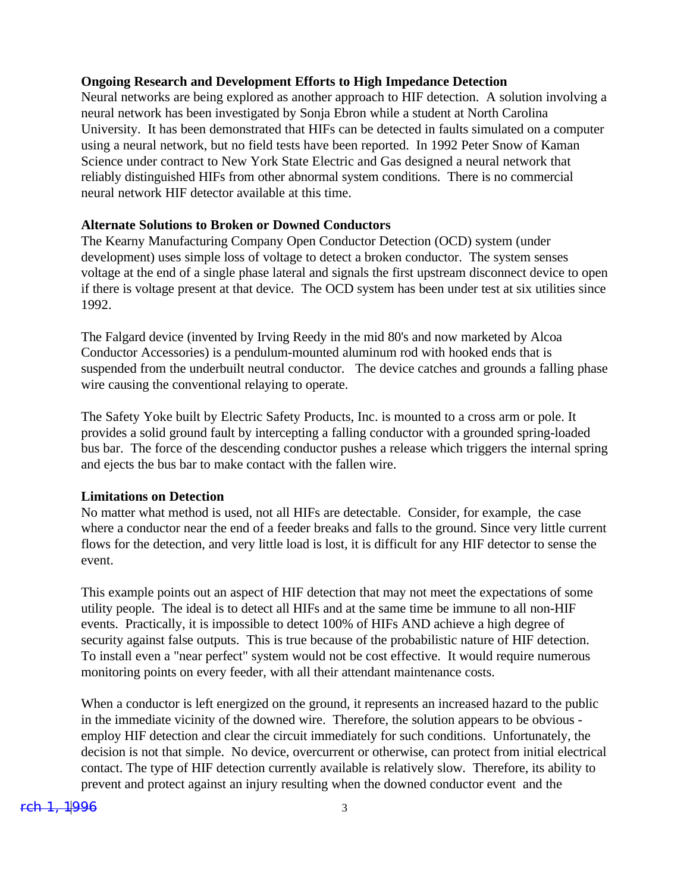**Ongoing Research and Development Efforts to High Impedance Detection**
Neural networks are being explored as another approach to HIF detection. A solution involving a neural network has been investigated by Sonja Ebron while a student at North Carolina University. It has been demonstrated that HIFs can be detected in faults simulated on a computer using a neural network, but no field tests have been reported. In 1992 Peter Snow of Kaman Science under contract to New York State Electric and Gas designed a neural network that reliably distinguished HIFs from other abnormal system conditions. There is no commercial neural network HIF detector available at this time.

**Alternate Solutions to Broken or Downed Conductors**
The Kearny Manufacturing Company Open Conductor Detection (OCD) system (under development) uses simple loss of voltage to detect a broken conductor. The system senses voltage at the end of a single phase lateral and signals the first upstream disconnect device to open if there is voltage present at that device. The OCD system has been under test at six utilities since 1992.

The Falgard device (invented by Irving Reedy in the mid 80's and now marketed by Alcoa Conductor Accessories) is a pendulum-mounted aluminum rod with hooked ends that is suspended from the underbuilt neutral conductor. The device catches and grounds a falling phase wire causing the conventional relaying to operate.

The Safety Yoke built by Electric Safety Products, Inc. is mounted to a cross arm or pole. It provides a solid ground fault by intercepting a falling conductor with a grounded spring-loaded bus bar. The force of the descending conductor pushes a release which triggers the internal spring and ejects the bus bar to make contact with the fallen wire.

**Limitations on Detection**
No matter what method is used, not all HIFs are detectable. Consider, for example, the case where a conductor near the end of a feeder breaks and falls to the ground. Since very little current flows for the detection, and very little load is lost, it is difficult for any HIF detector to sense the event.

This example points out an aspect of HIF detection that may not meet the expectations of some utility people. The ideal is to detect all HIFs and at the same time be immune to all non-HIF events. Practically, it is impossible to detect 100% of HIFs AND achieve a high degree of security against false outputs. This is true because of the probabilistic nature of HIF detection. To install even a "near perfect" system would not be cost effective. It would require numerous monitoring points on every feeder, with all their attendant maintenance costs.

When a conductor is left energized on the ground, it represents an increased hazard to the public in the immediate vicinity of the downed wire. Therefore, the solution appears to be obvious - employ HIF detection and clear the circuit immediately for such conditions. Unfortunately, the decision is not that simple. No device, overcurrent or otherwise, can protect from initial electrical contact. The type of HIF detection currently available is relatively slow. Therefore, its ability to prevent and protect against an injury resulting when the downed conductor event and the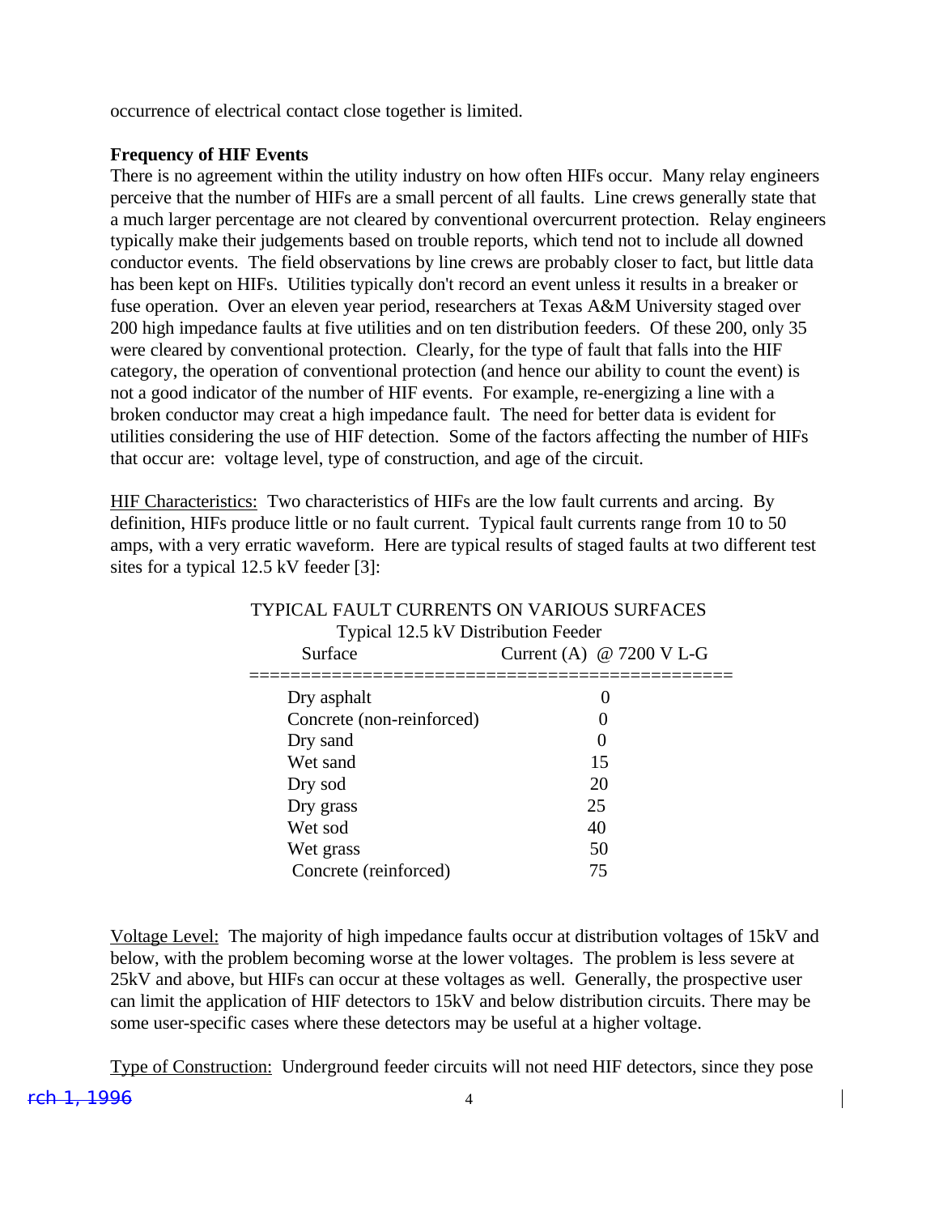occurrence of electrical contact close together is limited.

**Frequency of HIF Events**

There is no agreement within the utility industry on how often HIFs occur. Many relay engineers perceive that the number of HIFs are a small percent of all faults. Line crews generally state that a much larger percentage are not cleared by conventional overcurrent protection. Relay engineers typically make their judgements based on trouble reports, which tend not to include all downed conductor events. The field observations by line crews are probably closer to fact, but little data has been kept on HIFs. Utilities typically don't record an event unless it results in a breaker or fuse operation. Over an eleven year period, researchers at Texas A&M University staged over 200 high impedance faults at five utilities and on ten distribution feeders. Of these 200, only 35 were cleared by conventional protection. Clearly, for the type of fault that falls into the HIF category, the operation of conventional protection (and hence our ability to count the event) is not a good indicator of the number of HIF events. For example, re-energizing a line with a broken conductor may creat a high impedance fault. The need for better data is evident for utilities considering the use of HIF detection. Some of the factors affecting the number of HIFs that occur are: voltage level, type of construction, and age of the circuit.

HIF Characteristics: Two characteristics of HIFs are the low fault currents and arcing. By definition, HIFs produce little or no fault current. Typical fault currents range from 10 to 50 amps, with a very erratic waveform. Here are typical results of staged faults at two different test sites for a typical 12.5 kV feeder [3]:

TYPICAL FAULT CURRENTS ON VARIOUS SURFACES
Typical 12.5 kV Distribution Feeder

| Surface | Current (A) @ 7200 V L-G |
|---|---|
| Dry asphalt | 0 |
| Concrete (non-reinforced) | 0 |
| Dry sand | 0 |
| Wet sand | 15 |
| Dry sod | 20 |
| Dry grass | 25 |
| Wet sod | 40 |
| Wet grass | 50 |
| Concrete (reinforced) | 75 |

Voltage Level: The majority of high impedance faults occur at distribution voltages of 15kV and below, with the problem becoming worse at the lower voltages. The problem is less severe at 25kV and above, but HIFs can occur at these voltages as well. Generally, the prospective user can limit the application of HIF detectors to 15kV and below distribution circuits. There may be some user-specific cases where these detectors may be useful at a higher voltage.

Type of Construction: Underground feeder circuits will not need HIF detectors, since they pose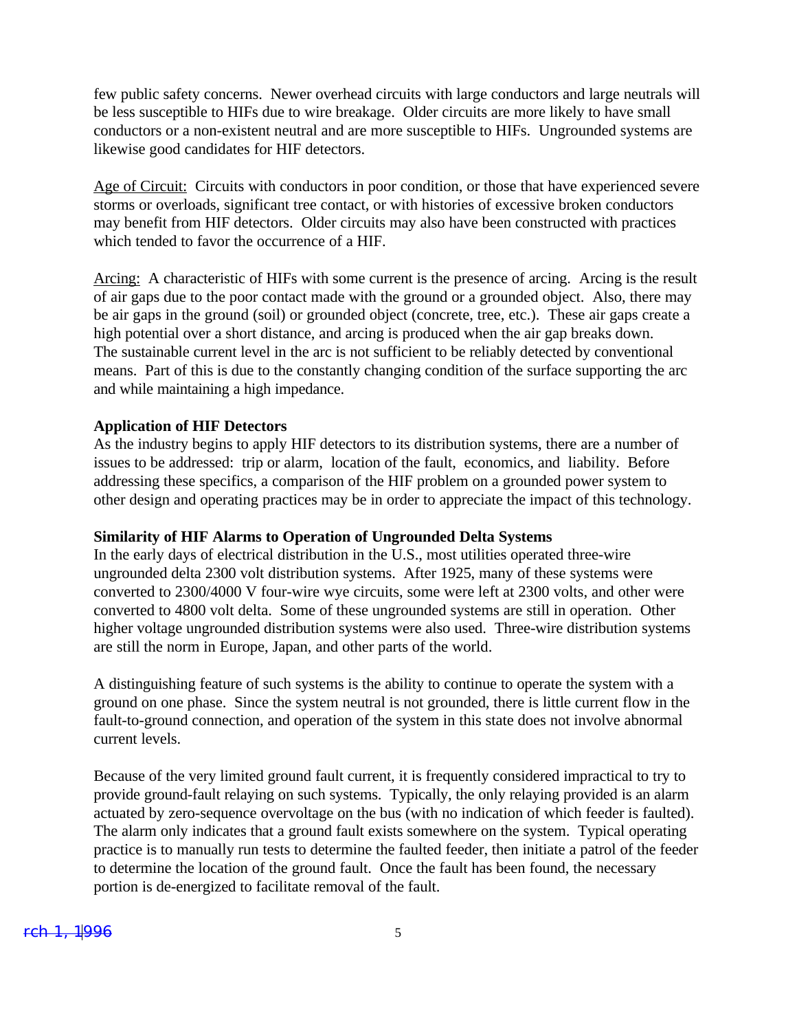few public safety concerns. Newer overhead circuits with large conductors and large neutrals will be less susceptible to HIFs due to wire breakage. Older circuits are more likely to have small conductors or a non-existent neutral and are more susceptible to HIFs. Ungrounded systems are likewise good candidates for HIF detectors.

Age of Circuit: Circuits with conductors in poor condition, or those that have experienced severe storms or overloads, significant tree contact, or with histories of excessive broken conductors may benefit from HIF detectors. Older circuits may also have been constructed with practices which tended to favor the occurrence of a HIF.

Arcing: A characteristic of HIFs with some current is the presence of arcing. Arcing is the result of air gaps due to the poor contact made with the ground or a grounded object. Also, there may be air gaps in the ground (soil) or grounded object (concrete, tree, etc.). These air gaps create a high potential over a short distance, and arcing is produced when the air gap breaks down. The sustainable current level in the arc is not sufficient to be reliably detected by conventional means. Part of this is due to the constantly changing condition of the surface supporting the arc and while maintaining a high impedance.

**Application of HIF Detectors**

As the industry begins to apply HIF detectors to its distribution systems, there are a number of issues to be addressed: trip or alarm, location of the fault, economics, and liability. Before addressing these specifics, a comparison of the HIF problem on a grounded power system to other design and operating practices may be in order to appreciate the impact of this technology.

**Similarity of HIF Alarms to Operation of Ungrounded Delta Systems**

In the early days of electrical distribution in the U.S., most utilities operated three-wire ungrounded delta 2300 volt distribution systems. After 1925, many of these systems were converted to 2300/4000 V four-wire wye circuits, some were left at 2300 volts, and other were converted to 4800 volt delta. Some of these ungrounded systems are still in operation. Other higher voltage ungrounded distribution systems were also used. Three-wire distribution systems are still the norm in Europe, Japan, and other parts of the world.

A distinguishing feature of such systems is the ability to continue to operate the system with a ground on one phase. Since the system neutral is not grounded, there is little current flow in the fault-to-ground connection, and operation of the system in this state does not involve abnormal current levels.

Because of the very limited ground fault current, it is frequently considered impractical to try to provide ground-fault relaying on such systems. Typically, the only relaying provided is an alarm actuated by zero-sequence overvoltage on the bus (with no indication of which feeder is faulted). The alarm only indicates that a ground fault exists somewhere on the system. Typical operating practice is to manually run tests to determine the faulted feeder, then initiate a patrol of the feeder to determine the location of the ground fault. Once the fault has been found, the necessary portion is de-energized to facilitate removal of the fault.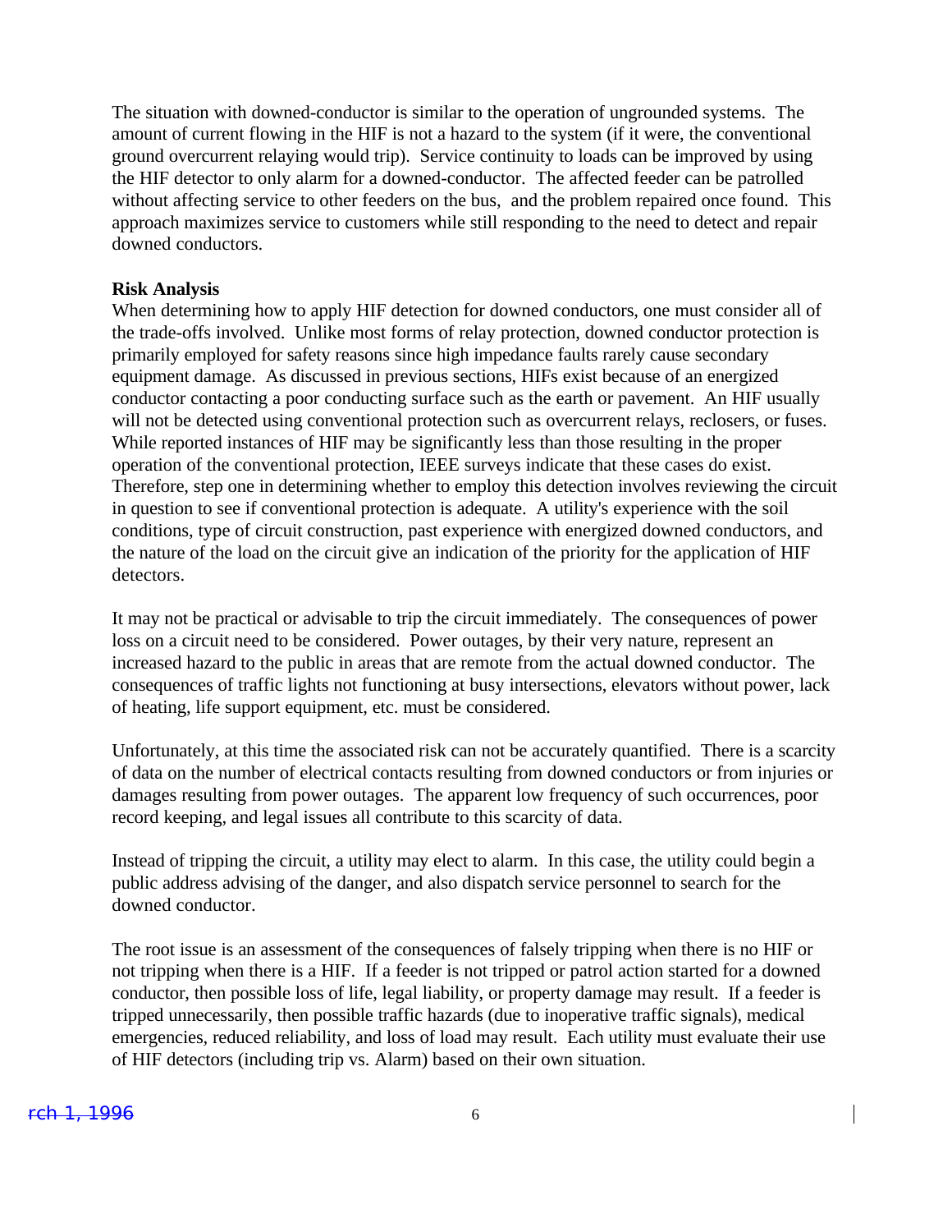The situation with downed-conductor is similar to the operation of ungrounded systems. The amount of current flowing in the HIF is not a hazard to the system (if it were, the conventional ground overcurrent relaying would trip). Service continuity to loads can be improved by using the HIF detector to only alarm for a downed-conductor. The affected feeder can be patrolled without affecting service to other feeders on the bus, and the problem repaired once found. This approach maximizes service to customers while still responding to the need to detect and repair downed conductors.

**Risk Analysis**

When determining how to apply HIF detection for downed conductors, one must consider all of the trade-offs involved. Unlike most forms of relay protection, downed conductor protection is primarily employed for safety reasons since high impedance faults rarely cause secondary equipment damage. As discussed in previous sections, HIFs exist because of an energized conductor contacting a poor conducting surface such as the earth or pavement. An HIF usually will not be detected using conventional protection such as overcurrent relays, reclosers, or fuses. While reported instances of HIF may be significantly less than those resulting in the proper operation of the conventional protection, IEEE surveys indicate that these cases do exist. Therefore, step one in determining whether to employ this detection involves reviewing the circuit in question to see if conventional protection is adequate. A utility's experience with the soil conditions, type of circuit construction, past experience with energized downed conductors, and the nature of the load on the circuit give an indication of the priority for the application of HIF detectors.

It may not be practical or advisable to trip the circuit immediately. The consequences of power loss on a circuit need to be considered. Power outages, by their very nature, represent an increased hazard to the public in areas that are remote from the actual downed conductor. The consequences of traffic lights not functioning at busy intersections, elevators without power, lack of heating, life support equipment, etc. must be considered.

Unfortunately, at this time the associated risk can not be accurately quantified. There is a scarcity of data on the number of electrical contacts resulting from downed conductors or from injuries or damages resulting from power outages. The apparent low frequency of such occurrences, poor record keeping, and legal issues all contribute to this scarcity of data.

Instead of tripping the circuit, a utility may elect to alarm. In this case, the utility could begin a public address advising of the danger, and also dispatch service personnel to search for the downed conductor.

The root issue is an assessment of the consequences of falsely tripping when there is no HIF or not tripping when there is a HIF. If a feeder is not tripped or patrol action started for a downed conductor, then possible loss of life, legal liability, or property damage may result. If a feeder is tripped unnecessarily, then possible traffic hazards (due to inoperative traffic signals), medical emergencies, reduced reliability, and loss of load may result. Each utility must evaluate their use of HIF detectors (including trip vs. Alarm) based on their own situation.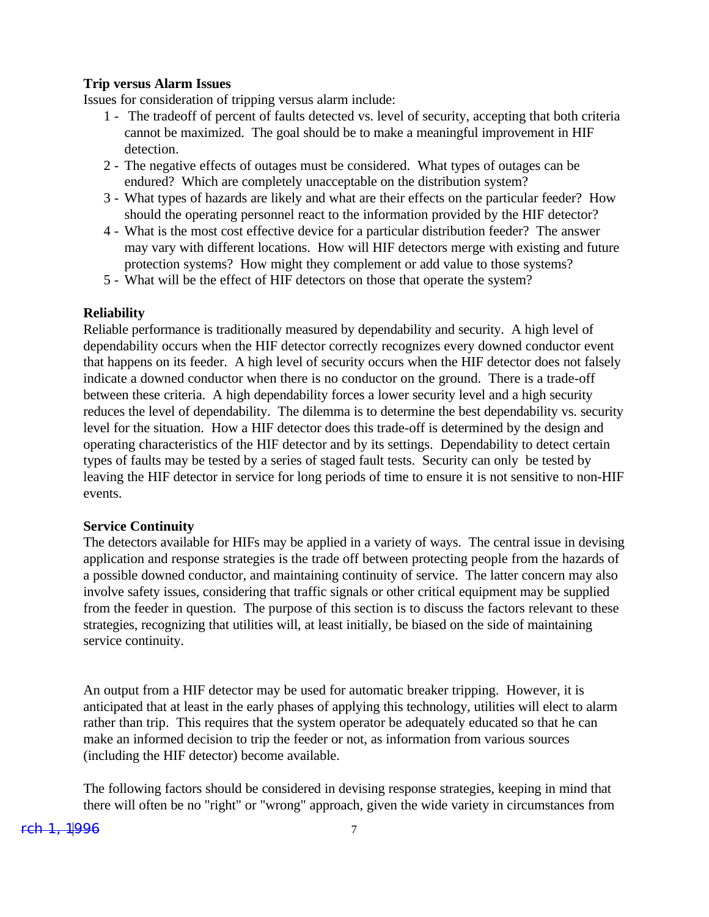**Trip versus Alarm Issues**

Issues for consideration of tripping versus alarm include:

1 - The tradeoff of percent of faults detected vs. level of security, accepting that both criteria cannot be maximized. The goal should be to make a meaningful improvement in HIF detection.

2 - The negative effects of outages must be considered. What types of outages can be endured? Which are completely unacceptable on the distribution system?

3 - What types of hazards are likely and what are their effects on the particular feeder? How should the operating personnel react to the information provided by the HIF detector?

4 - What is the most cost effective device for a particular distribution feeder? The answer may vary with different locations. How will HIF detectors merge with existing and future protection systems? How might they complement or add value to those systems?

5 - What will be the effect of HIF detectors on those that operate the system?

**Reliability**

Reliable performance is traditionally measured by dependability and security. A high level of dependability occurs when the HIF detector correctly recognizes every downed conductor event that happens on its feeder. A high level of security occurs when the HIF detector does not falsely indicate a downed conductor when there is no conductor on the ground. There is a trade-off between these criteria. A high dependability forces a lower security level and a high security reduces the level of dependability. The dilemma is to determine the best dependability vs. security level for the situation. How a HIF detector does this trade-off is determined by the design and operating characteristics of the HIF detector and by its settings. Dependability to detect certain types of faults may be tested by a series of staged fault tests. Security can only be tested by leaving the HIF detector in service for long periods of time to ensure it is not sensitive to non-HIF events.

**Service Continuity**

The detectors available for HIFs may be applied in a variety of ways. The central issue in devising application and response strategies is the trade off between protecting people from the hazards of a possible downed conductor, and maintaining continuity of service. The latter concern may also involve safety issues, considering that traffic signals or other critical equipment may be supplied from the feeder in question. The purpose of this section is to discuss the factors relevant to these strategies, recognizing that utilities will, at least initially, be biased on the side of maintaining service continuity.

An output from a HIF detector may be used for automatic breaker tripping. However, it is anticipated that at least in the early phases of applying this technology, utilities will elect to alarm rather than trip. This requires that the system operator be adequately educated so that he can make an informed decision to trip the feeder or not, as information from various sources (including the HIF detector) become available.

The following factors should be considered in devising response strategies, keeping in mind that there will often be no "right" or "wrong" approach, given the wide variety in circumstances from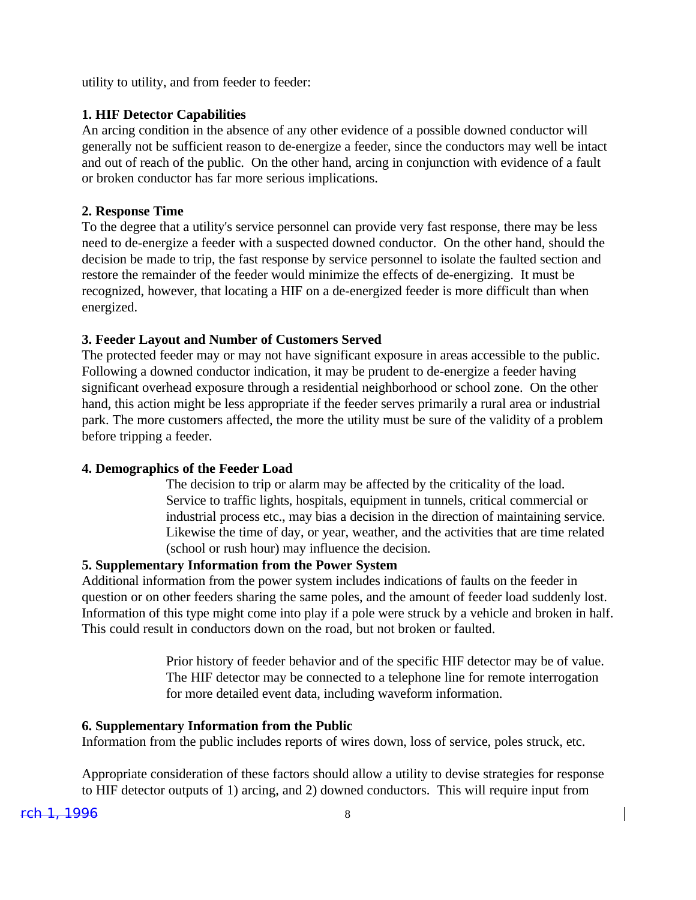utility to utility, and from feeder to feeder:

**1. HIF Detector Capabilities**

An arcing condition in the absence of any other evidence of a possible downed conductor will generally not be sufficient reason to de-energize a feeder, since the conductors may well be intact and out of reach of the public. On the other hand, arcing in conjunction with evidence of a fault or broken conductor has far more serious implications.

**2. Response Time**

To the degree that a utility's service personnel can provide very fast response, there may be less need to de-energize a feeder with a suspected downed conductor. On the other hand, should the decision be made to trip, the fast response by service personnel to isolate the faulted section and restore the remainder of the feeder would minimize the effects of de-energizing. It must be recognized, however, that locating a HIF on a de-energized feeder is more difficult than when energized.

**3. Feeder Layout and Number of Customers Served**

The protected feeder may or may not have significant exposure in areas accessible to the public. Following a downed conductor indication, it may be prudent to de-energize a feeder having significant overhead exposure through a residential neighborhood or school zone. On the other hand, this action might be less appropriate if the feeder serves primarily a rural area or industrial park. The more customers affected, the more the utility must be sure of the validity of a problem before tripping a feeder.

**4. Demographics of the Feeder Load**

The decision to trip or alarm may be affected by the criticality of the load. Service to traffic lights, hospitals, equipment in tunnels, critical commercial or industrial process etc., may bias a decision in the direction of maintaining service. Likewise the time of day, or year, weather, and the activities that are time related (school or rush hour) may influence the decision.

**5. Supplementary Information from the Power System**

Additional information from the power system includes indications of faults on the feeder in question or on other feeders sharing the same poles, and the amount of feeder load suddenly lost. Information of this type might come into play if a pole were struck by a vehicle and broken in half. This could result in conductors down on the road, but not broken or faulted.

Prior history of feeder behavior and of the specific HIF detector may be of value. The HIF detector may be connected to a telephone line for remote interrogation for more detailed event data, including waveform information.

**6. Supplementary Information from the Public**

Information from the public includes reports of wires down, loss of service, poles struck, etc.

Appropriate consideration of these factors should allow a utility to devise strategies for response to HIF detector outputs of 1) arcing, and 2) downed conductors. This will require input from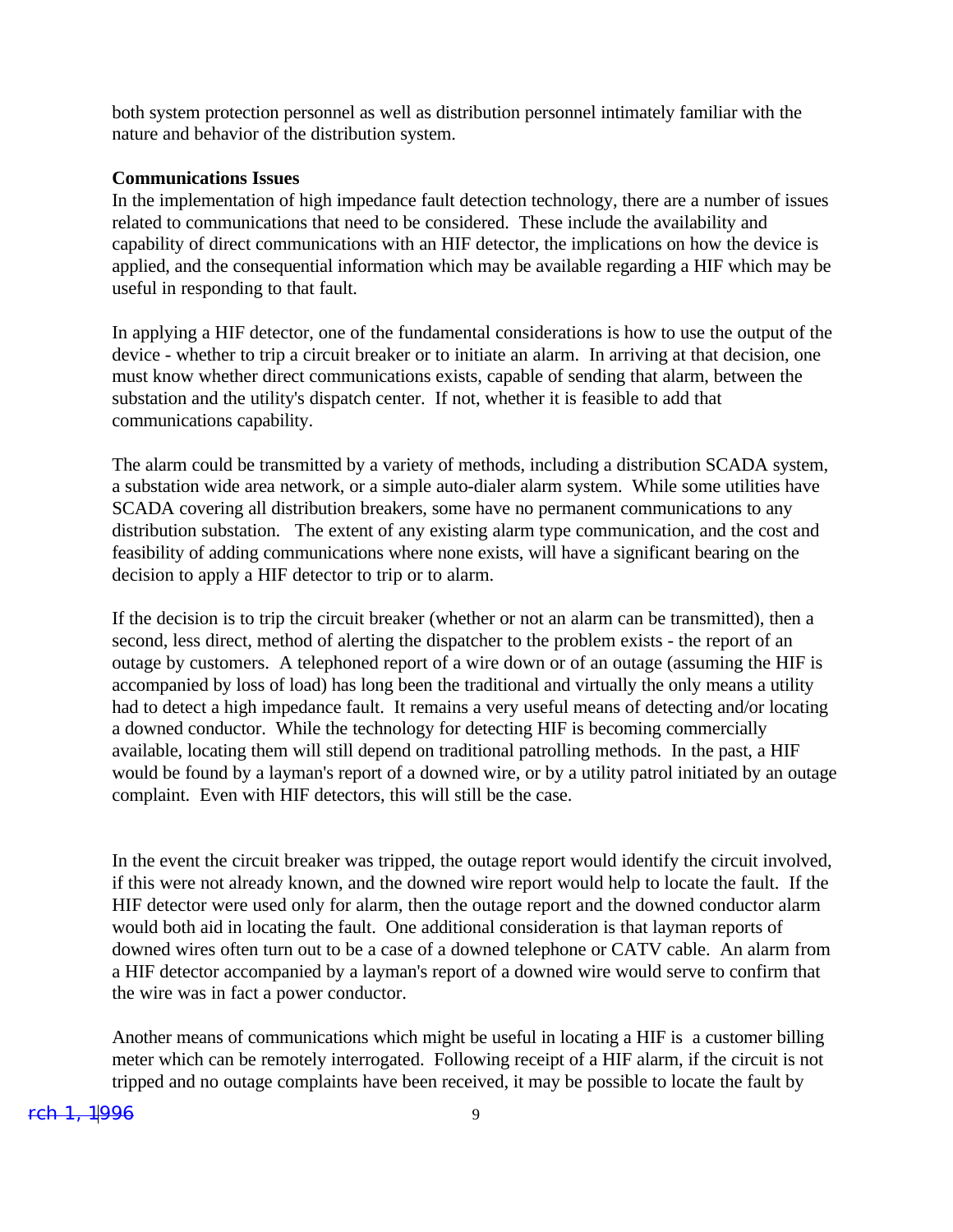both system protection personnel as well as distribution personnel intimately familiar with the nature and behavior of the distribution system.

**Communications Issues**

In the implementation of high impedance fault detection technology, there are a number of issues related to communications that need to be considered. These include the availability and capability of direct communications with an HIF detector, the implications on how the device is applied, and the consequential information which may be available regarding a HIF which may be useful in responding to that fault.

In applying a HIF detector, one of the fundamental considerations is how to use the output of the device - whether to trip a circuit breaker or to initiate an alarm. In arriving at that decision, one must know whether direct communications exists, capable of sending that alarm, between the substation and the utility's dispatch center. If not, whether it is feasible to add that communications capability.

The alarm could be transmitted by a variety of methods, including a distribution SCADA system, a substation wide area network, or a simple auto-dialer alarm system. While some utilities have SCADA covering all distribution breakers, some have no permanent communications to any distribution substation. The extent of any existing alarm type communication, and the cost and feasibility of adding communications where none exists, will have a significant bearing on the decision to apply a HIF detector to trip or to alarm.

If the decision is to trip the circuit breaker (whether or not an alarm can be transmitted), then a second, less direct, method of alerting the dispatcher to the problem exists - the report of an outage by customers. A telephoned report of a wire down or of an outage (assuming the HIF is accompanied by loss of load) has long been the traditional and virtually the only means a utility had to detect a high impedance fault. It remains a very useful means of detecting and/or locating a downed conductor. While the technology for detecting HIF is becoming commercially available, locating them will still depend on traditional patrolling methods. In the past, a HIF would be found by a layman's report of a downed wire, or by a utility patrol initiated by an outage complaint. Even with HIF detectors, this will still be the case.

In the event the circuit breaker was tripped, the outage report would identify the circuit involved, if this were not already known, and the downed wire report would help to locate the fault. If the HIF detector were used only for alarm, then the outage report and the downed conductor alarm would both aid in locating the fault. One additional consideration is that layman reports of downed wires often turn out to be a case of a downed telephone or CATV cable. An alarm from a HIF detector accompanied by a layman's report of a downed wire would serve to confirm that the wire was in fact a power conductor.

Another means of communications which might be useful in locating a HIF is a customer billing meter which can be remotely interrogated. Following receipt of a HIF alarm, if the circuit is not tripped and no outage complaints have been received, it may be possible to locate the fault by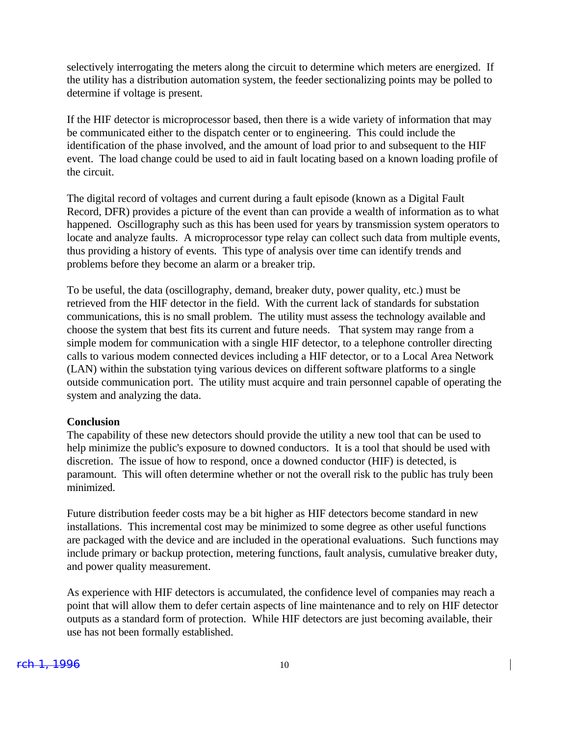selectively interrogating the meters along the circuit to determine which meters are energized. If the utility has a distribution automation system, the feeder sectionalizing points may be polled to determine if voltage is present.

If the HIF detector is microprocessor based, then there is a wide variety of information that may be communicated either to the dispatch center or to engineering. This could include the identification of the phase involved, and the amount of load prior to and subsequent to the HIF event. The load change could be used to aid in fault locating based on a known loading profile of the circuit.

The digital record of voltages and current during a fault episode (known as a Digital Fault Record, DFR) provides a picture of the event than can provide a wealth of information as to what happened. Oscillography such as this has been used for years by transmission system operators to locate and analyze faults. A microprocessor type relay can collect such data from multiple events, thus providing a history of events. This type of analysis over time can identify trends and problems before they become an alarm or a breaker trip.

To be useful, the data (oscillography, demand, breaker duty, power quality, etc.) must be retrieved from the HIF detector in the field. With the current lack of standards for substation communications, this is no small problem. The utility must assess the technology available and choose the system that best fits its current and future needs. That system may range from a simple modem for communication with a single HIF detector, to a telephone controller directing calls to various modem connected devices including a HIF detector, or to a Local Area Network (LAN) within the substation tying various devices on different software platforms to a single outside communication port. The utility must acquire and train personnel capable of operating the system and analyzing the data.

**Conclusion**

The capability of these new detectors should provide the utility a new tool that can be used to help minimize the public's exposure to downed conductors. It is a tool that should be used with discretion. The issue of how to respond, once a downed conductor (HIF) is detected, is paramount. This will often determine whether or not the overall risk to the public has truly been minimized.

Future distribution feeder costs may be a bit higher as HIF detectors become standard in new installations. This incremental cost may be minimized to some degree as other useful functions are packaged with the device and are included in the operational evaluations. Such functions may include primary or backup protection, metering functions, fault analysis, cumulative breaker duty, and power quality measurement.

As experience with HIF detectors is accumulated, the confidence level of companies may reach a point that will allow them to defer certain aspects of line maintenance and to rely on HIF detector outputs as a standard form of protection. While HIF detectors are just becoming available, their use has not been formally established.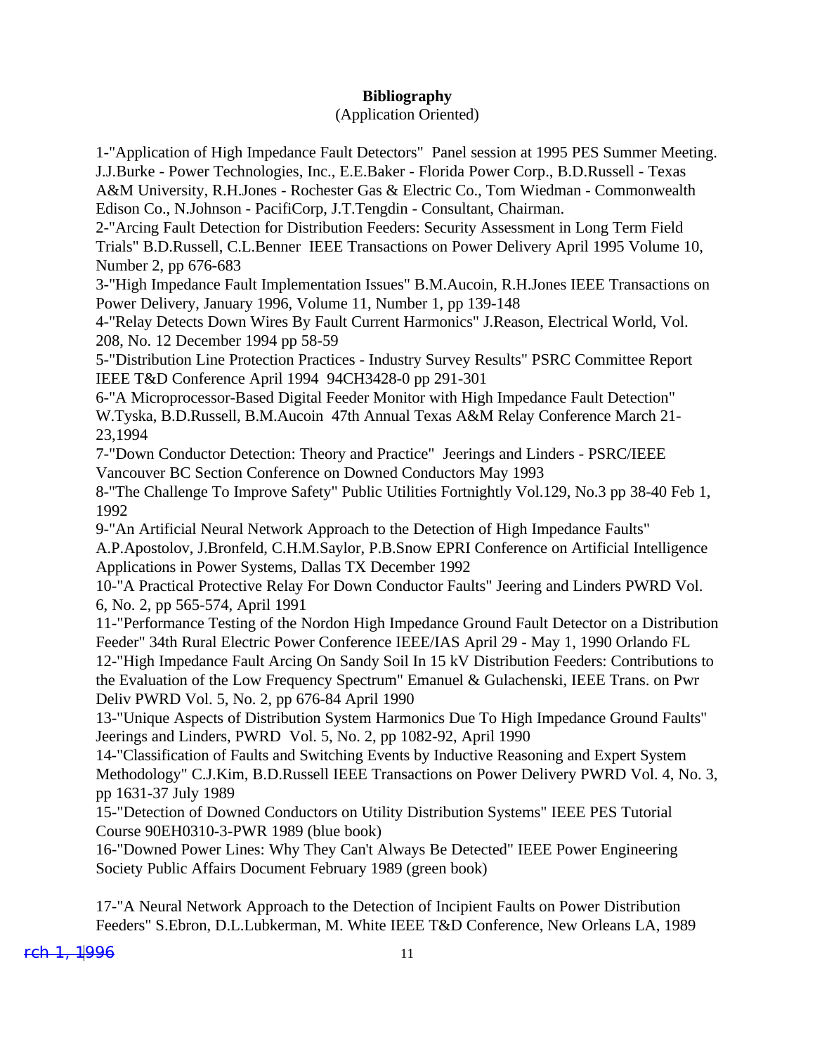**Bibliography**

(Application Oriented)

1-"Application of High Impedance Fault Detectors"  Panel session at 1995 PES Summer Meeting. J.J.Burke - Power Technologies, Inc., E.E.Baker - Florida Power Corp., B.D.Russell - Texas A&M University, R.H.Jones - Rochester Gas & Electric Co., Tom Wiedman - Commonwealth Edison Co., N.Johnson - PacifiCorp, J.T.Tengdin - Consultant, Chairman.

2-"Arcing Fault Detection for Distribution Feeders: Security Assessment in Long Term Field Trials" B.D.Russell, C.L.Benner  IEEE Transactions on Power Delivery April 1995 Volume 10, Number 2, pp 676-683

3-"High Impedance Fault Implementation Issues" B.M.Aucoin, R.H.Jones IEEE Transactions on Power Delivery, January 1996, Volume 11, Number 1, pp 139-148

4-"Relay Detects Down Wires By Fault Current Harmonics" J.Reason, Electrical World, Vol. 208, No. 12 December 1994 pp 58-59

5-"Distribution Line Protection Practices - Industry Survey Results" PSRC Committee Report IEEE T&D Conference April 1994  94CH3428-0 pp 291-301

6-"A Microprocessor-Based Digital Feeder Monitor with High Impedance Fault Detection" W.Tyska, B.D.Russell, B.M.Aucoin  47th Annual Texas A&M Relay Conference March 21-23,1994

7-"Down Conductor Detection: Theory and Practice"  Jeerings and Linders - PSRC/IEEE Vancouver BC Section Conference on Downed Conductors May 1993

8-"The Challenge To Improve Safety" Public Utilities Fortnightly Vol.129, No.3 pp 38-40 Feb 1, 1992

9-"An Artificial Neural Network Approach to the Detection of High Impedance Faults" A.P.Apostolov, J.Bronfeld, C.H.M.Saylor, P.B.Snow EPRI Conference on Artificial Intelligence Applications in Power Systems, Dallas TX December 1992

10-"A Practical Protective Relay For Down Conductor Faults" Jeering and Linders PWRD Vol. 6, No. 2, pp 565-574, April 1991

11-"Performance Testing of the Nordon High Impedance Ground Fault Detector on a Distribution Feeder" 34th Rural Electric Power Conference IEEE/IAS April 29 - May 1, 1990 Orlando FL

12-"High Impedance Fault Arcing On Sandy Soil In 15 kV Distribution Feeders: Contributions to the Evaluation of the Low Frequency Spectrum" Emanuel & Gulachenski, IEEE Trans. on Pwr Deliv PWRD Vol. 5, No. 2, pp 676-84 April 1990

13-"Unique Aspects of Distribution System Harmonics Due To High Impedance Ground Faults" Jeerings and Linders, PWRD  Vol. 5, No. 2, pp 1082-92, April 1990

14-"Classification of Faults and Switching Events by Inductive Reasoning and Expert System Methodology" C.J.Kim, B.D.Russell IEEE Transactions on Power Delivery PWRD Vol. 4, No. 3, pp 1631-37 July 1989

15-"Detection of Downed Conductors on Utility Distribution Systems" IEEE PES Tutorial Course 90EH0310-3-PWR 1989 (blue book)

16-"Downed Power Lines: Why They Can't Always Be Detected" IEEE Power Engineering Society Public Affairs Document February 1989 (green book)

17-"A Neural Network Approach to the Detection of Incipient Faults on Power Distribution Feeders" S.Ebron, D.L.Lubkerman, M. White IEEE T&D Conference, New Orleans LA, 1989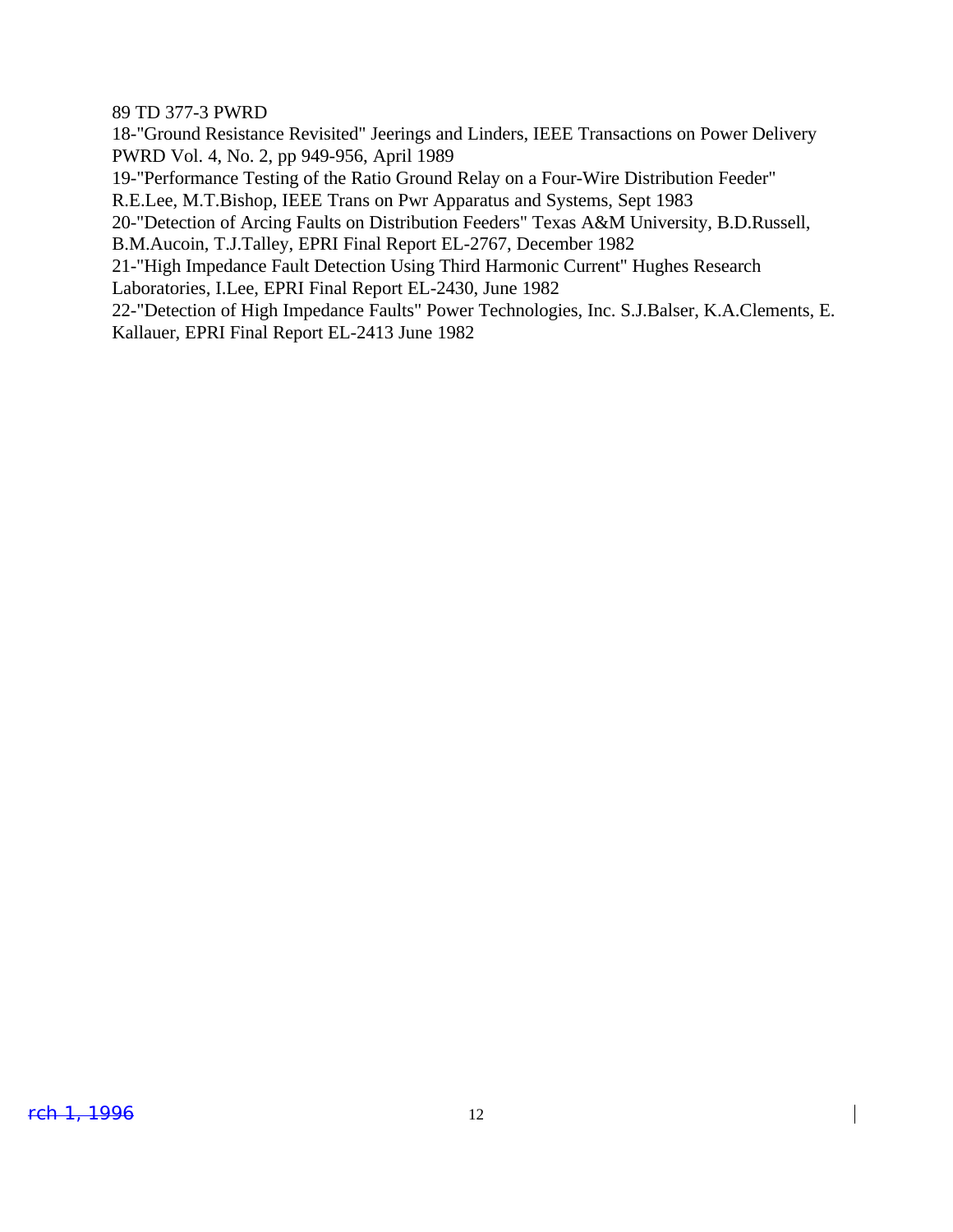89 TD 377-3 PWRD

18-"Ground Resistance Revisited" Jeerings and Linders, IEEE Transactions on Power Delivery PWRD Vol. 4, No. 2, pp 949-956, April 1989

19-"Performance Testing of the Ratio Ground Relay on a Four-Wire Distribution Feeder" R.E.Lee, M.T.Bishop, IEEE Trans on Pwr Apparatus and Systems, Sept 1983

20-"Detection of Arcing Faults on Distribution Feeders" Texas A&M University, B.D.Russell, B.M.Aucoin, T.J.Talley, EPRI Final Report EL-2767, December 1982

21-"High Impedance Fault Detection Using Third Harmonic Current" Hughes Research Laboratories, I.Lee, EPRI Final Report EL-2430, June 1982

22-"Detection of High Impedance Faults" Power Technologies, Inc. S.J.Balser, K.A.Clements, E. Kallauer, EPRI Final Report EL-2413 June 1982